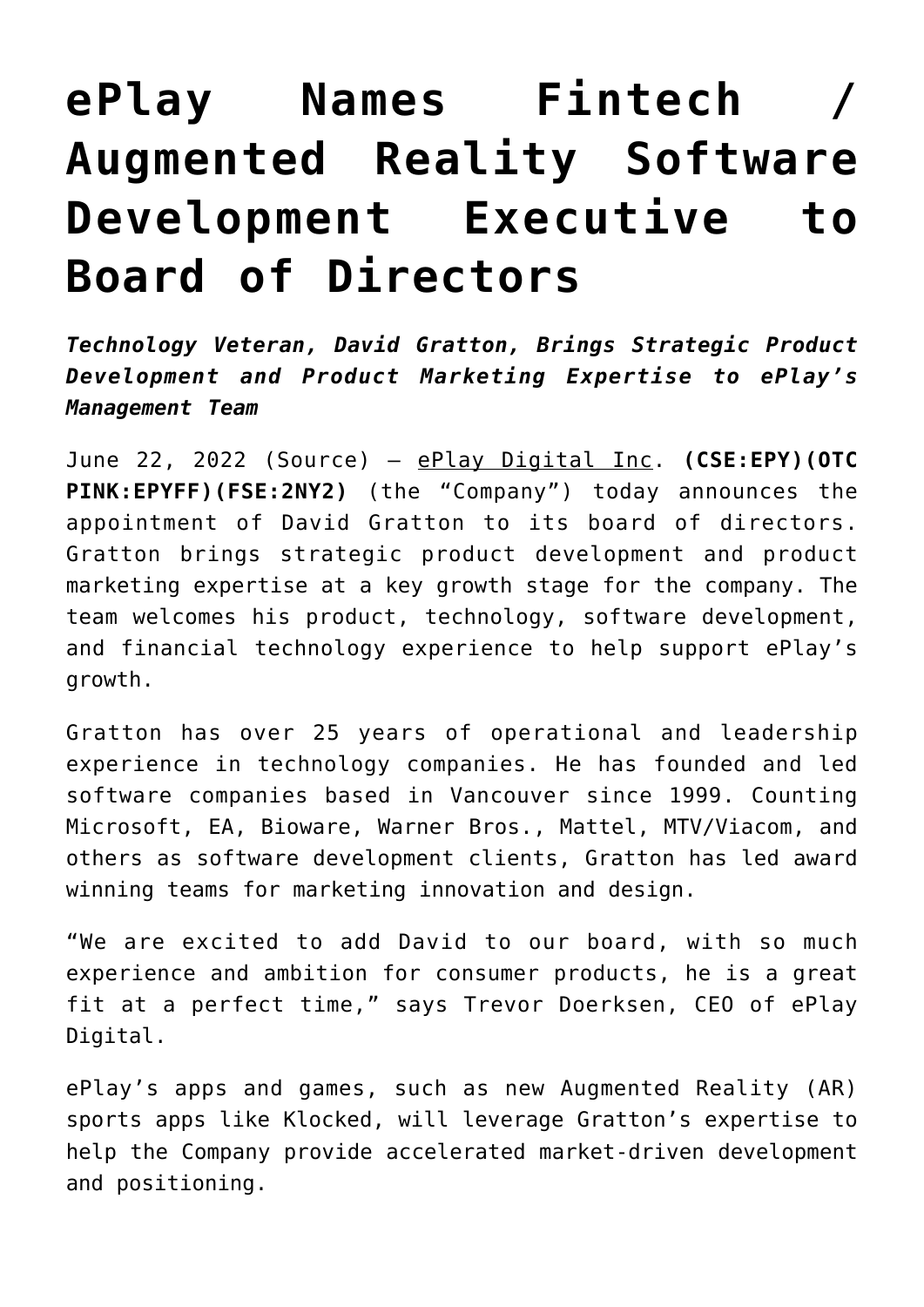# ePlay Names Fintech / Augmented Reality Software Development Executive to Board of Directors

***Technology Veteran, David Gratton, Brings Strategic Product Development and Product Marketing Expertise to ePlay's Management Team***

June 22, 2022 (Source) — ePlay Digital Inc. **(CSE:EPY)(OTC PINK:EPYFF)(FSE:2NY2)** (the "Company") today announces the appointment of David Gratton to its board of directors. Gratton brings strategic product development and product marketing expertise at a key growth stage for the company. The team welcomes his product, technology, software development, and financial technology experience to help support ePlay's growth.

Gratton has over 25 years of operational and leadership experience in technology companies. He has founded and led software companies based in Vancouver since 1999. Counting Microsoft, EA, Bioware, Warner Bros., Mattel, MTV/Viacom, and others as software development clients, Gratton has led award winning teams for marketing innovation and design.

"We are excited to add David to our board, with so much experience and ambition for consumer products, he is a great fit at a perfect time," says Trevor Doerksen, CEO of ePlay Digital.

ePlay's apps and games, such as new Augmented Reality (AR) sports apps like Klocked, will leverage Gratton's expertise to help the Company provide accelerated market-driven development and positioning.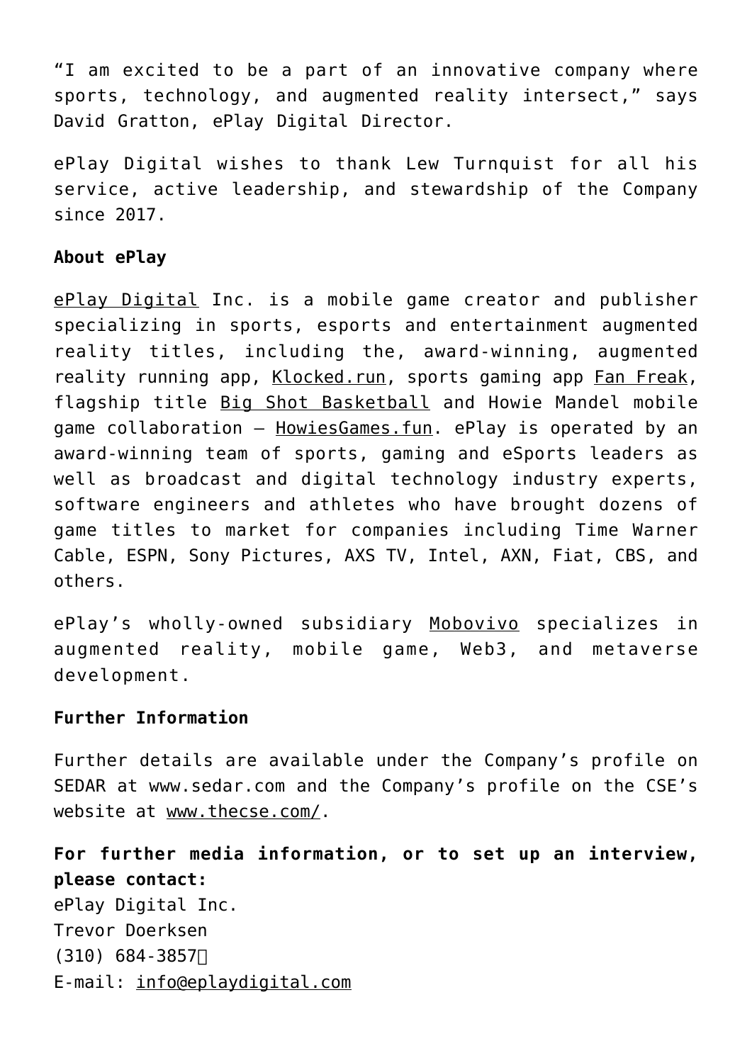"I am excited to be a part of an innovative company where sports, technology, and augmented reality intersect," says David Gratton, ePlay Digital Director.

ePlay Digital wishes to thank Lew Turnquist for all his service, active leadership, and stewardship of the Company since 2017.

**About ePlay**

ePlay Digital Inc. is a mobile game creator and publisher specializing in sports, esports and entertainment augmented reality titles, including the, award-winning, augmented reality running app, Klocked.run, sports gaming app Fan Freak, flagship title Big Shot Basketball and Howie Mandel mobile game collaboration – HowiesGames.fun. ePlay is operated by an award-winning team of sports, gaming and eSports leaders as well as broadcast and digital technology industry experts, software engineers and athletes who have brought dozens of game titles to market for companies including Time Warner Cable, ESPN, Sony Pictures, AXS TV, Intel, AXN, Fiat, CBS, and others.

ePlay's wholly-owned subsidiary Mobovivo specializes in augmented reality, mobile game, Web3, and metaverse development.

**Further Information**

Further details are available under the Company's profile on SEDAR at www.sedar.com and the Company's profile on the CSE's website at www.thecse.com/.

**For further media information, or to set up an interview, please contact:**
ePlay Digital Inc.
Trevor Doerksen
(310) 684-3857
E-mail: info@eplaydigital.com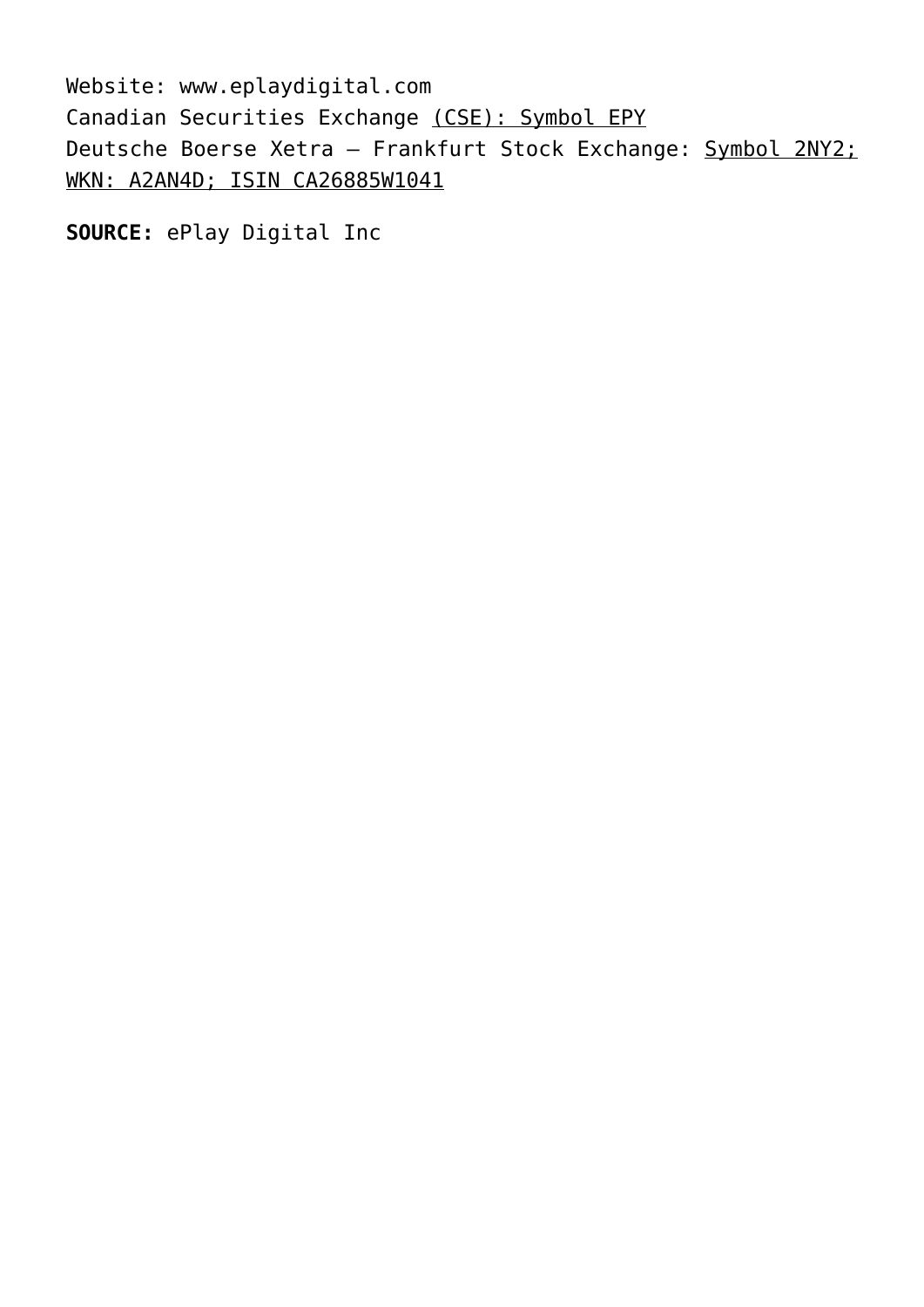Website: www.eplaydigital.com
Canadian Securities Exchange (CSE): Symbol EPY
Deutsche Boerse Xetra – Frankfurt Stock Exchange: Symbol 2NY2; WKN: A2AN4D; ISIN CA26885W1041

**SOURCE:** ePlay Digital Inc